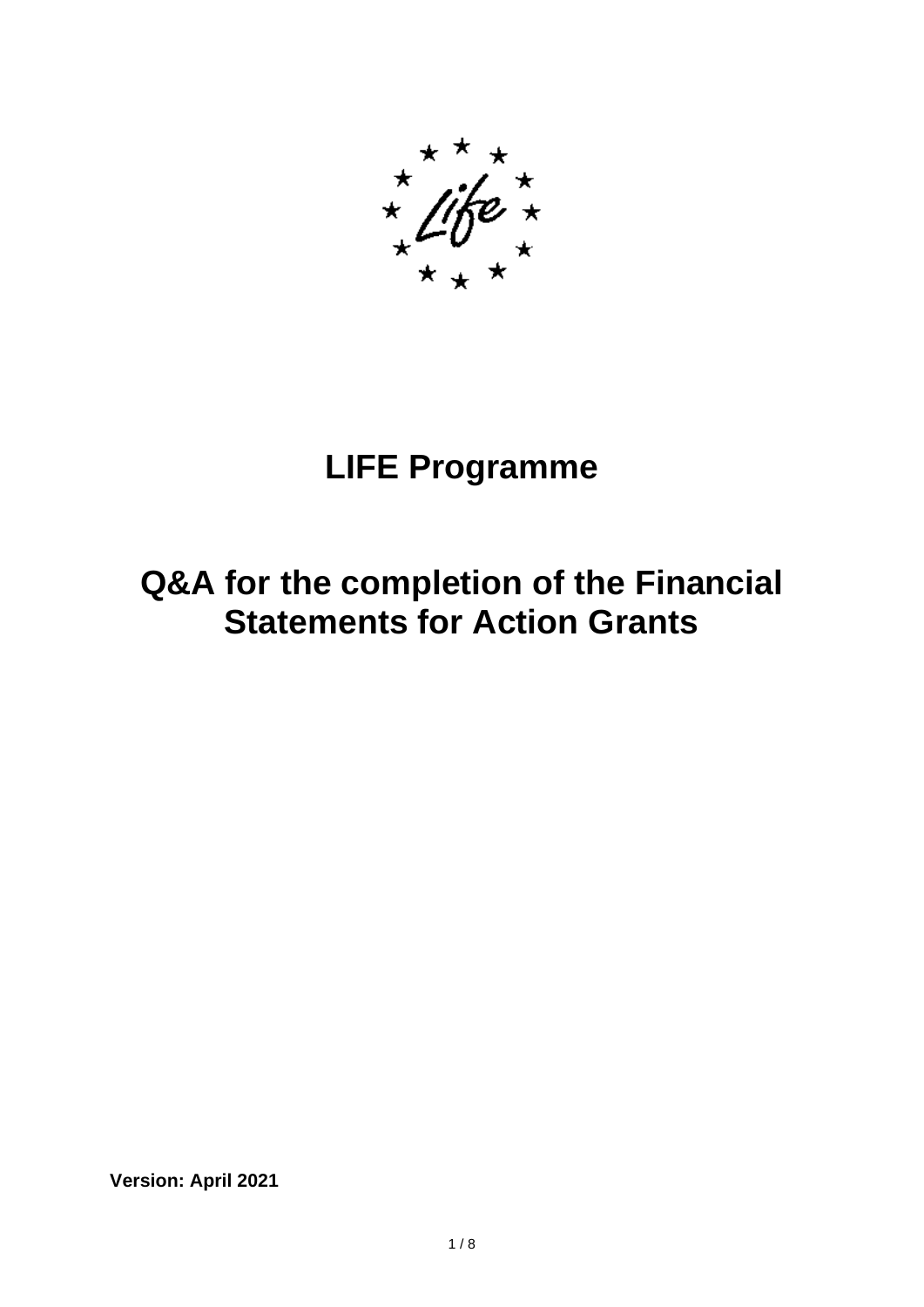# LIFE Programme

# Q&A for the completion of the Financial Statements for Action Grants

**Version: April 2021**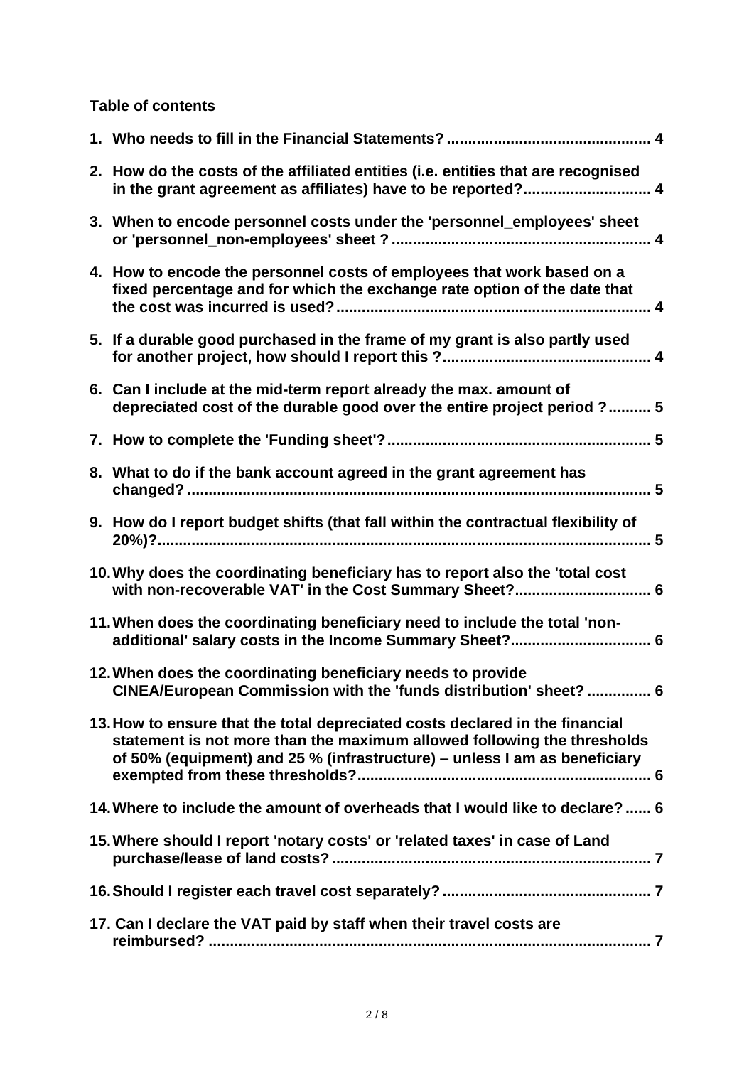**Table of contents**

1. **Who needs to fill in the Financial Statements? ............................................... 4**
2. **How do the costs of the affiliated entities (i.e. entities that are recognised in the grant agreement as affiliates) have to be reported?............................. 4**
3. **When to encode personnel costs under the 'personnel_employees' sheet or 'personnel_non-employees' sheet ? ........................................................... 4**
4. **How to encode the personnel costs of employees that work based on a fixed percentage and for which the exchange rate option of the date that the cost was incurred is used?......................................................................... 4**
5. **If a durable good purchased in the frame of my grant is also partly used for another project, how should I report this ?............................................... 4**
6. **Can I include at the mid-term report already the max. amount of depreciated cost of the durable good over the entire project period ?.......... 5**
7. **How to complete the 'Funding sheet'?............................................................ 5**
8. **What to do if the bank account agreed in the grant agreement has changed? ........................................................................................................... 5**
9. **How do I report budget shifts (that fall within the contractual flexibility of 20%)?.................................................................................................................. 5**
10. **Why does the coordinating beneficiary has to report also the 'total cost with non-recoverable VAT' in the Cost Summary Sheet?................................ 6**
11. **When does the coordinating beneficiary need to include the total 'non-additional' salary costs in the Income Summary Sheet?................................. 6**
12. **When does the coordinating beneficiary needs to provide CINEA/European Commission with the 'funds distribution' sheet? ............... 6**
13. **How to ensure that the total depreciated costs declared in the financial statement is not more than the maximum allowed following the thresholds of 50% (equipment) and 25 % (infrastructure) – unless I am as beneficiary exempted from these thresholds?................................................................... 6**
14. **Where to include the amount of overheads that I would like to declare? ...... 6**
15. **Where should I report 'notary costs' or 'related taxes' in case of Land purchase/lease of land costs? .......................................................................... 7**
16. **Should I register each travel cost separately? ................................................ 7**
17. **Can I declare the VAT paid by staff when their travel costs are reimbursed? ....................................................................................................... 7**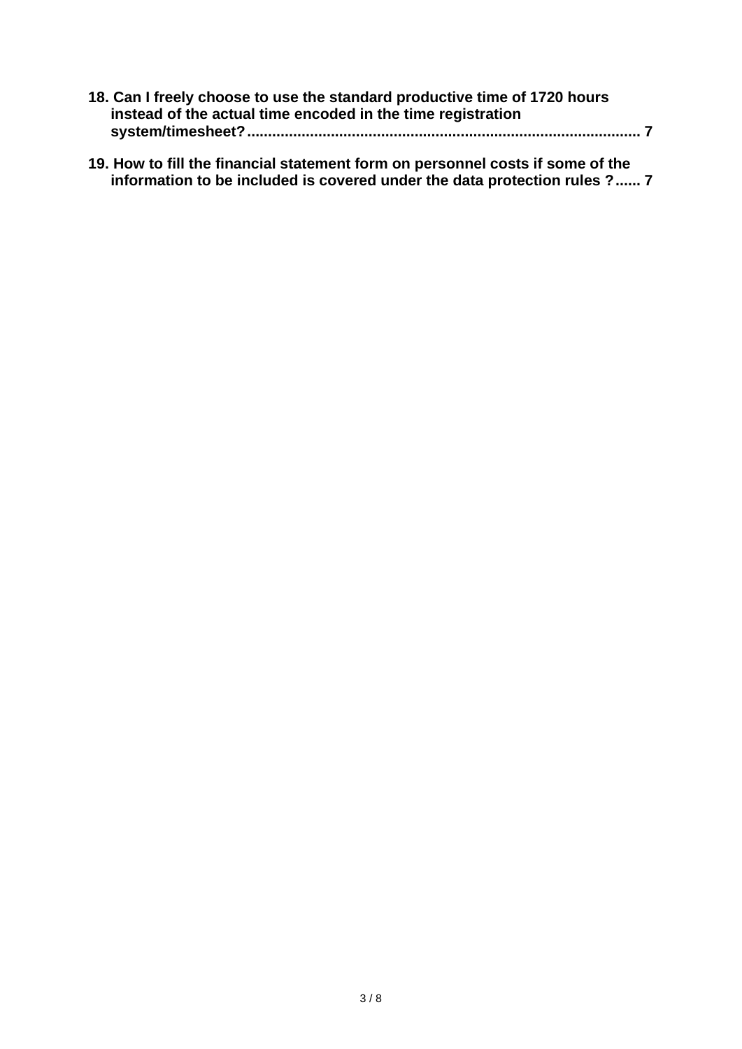**18. Can I freely choose to use the standard productive time of 1720 hours instead of the actual time encoded in the time registration system/timesheet?............................................................................................ 7**

**19. How to fill the financial statement form on personnel costs if some of the information to be included is covered under the data protection rules ?...... 7**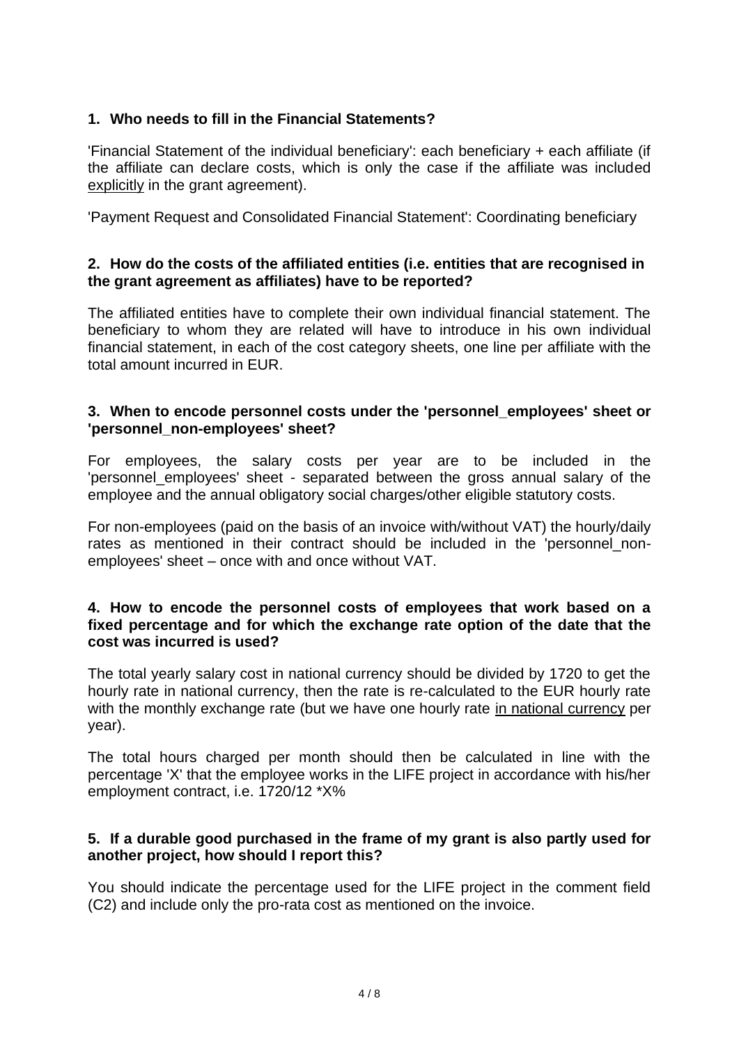**1. Who needs to fill in the Financial Statements?**

'Financial Statement of the individual beneficiary': each beneficiary + each affiliate (if the affiliate can declare costs, which is only the case if the affiliate was included explicitly in the grant agreement).

'Payment Request and Consolidated Financial Statement': Coordinating beneficiary

**2. How do the costs of the affiliated entities (i.e. entities that are recognised in the grant agreement as affiliates) have to be reported?**

The affiliated entities have to complete their own individual financial statement. The beneficiary to whom they are related will have to introduce in his own individual financial statement, in each of the cost category sheets, one line per affiliate with the total amount incurred in EUR.

**3. When to encode personnel costs under the 'personnel_employees' sheet or 'personnel_non-employees' sheet?**

For employees, the salary costs per year are to be included in the 'personnel_employees' sheet - separated between the gross annual salary of the employee and the annual obligatory social charges/other eligible statutory costs.

For non-employees (paid on the basis of an invoice with/without VAT) the hourly/daily rates as mentioned in their contract should be included in the 'personnel_non-employees' sheet – once with and once without VAT.

**4. How to encode the personnel costs of employees that work based on a fixed percentage and for which the exchange rate option of the date that the cost was incurred is used?**

The total yearly salary cost in national currency should be divided by 1720 to get the hourly rate in national currency, then the rate is re-calculated to the EUR hourly rate with the monthly exchange rate (but we have one hourly rate in national currency per year).

The total hours charged per month should then be calculated in line with the percentage 'X' that the employee works in the LIFE project in accordance with his/her employment contract, i.e. 1720/12 *X%

**5. If a durable good purchased in the frame of my grant is also partly used for another project, how should I report this?**

You should indicate the percentage used for the LIFE project in the comment field (C2) and include only the pro-rata cost as mentioned on the invoice.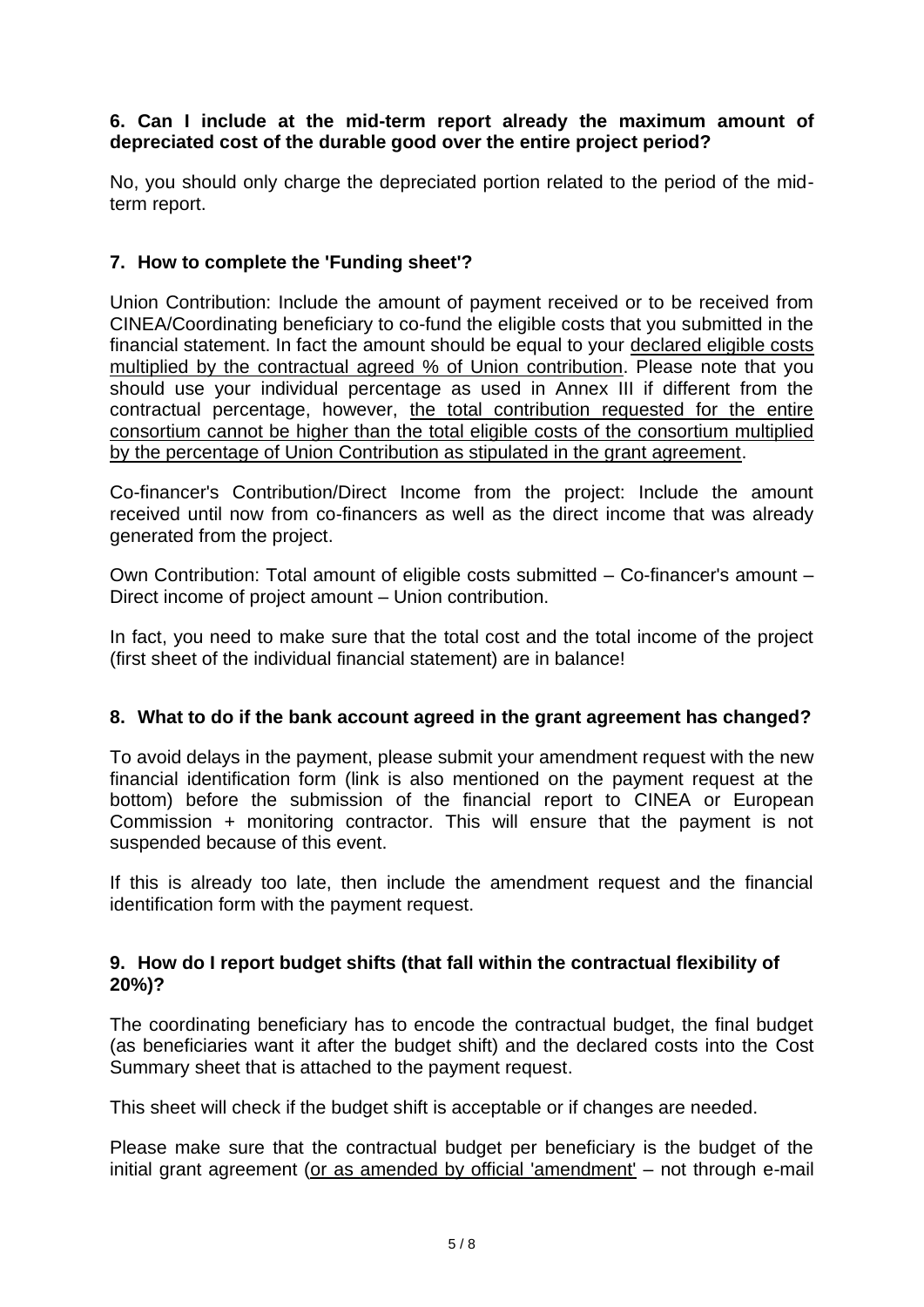**6. Can I include at the mid-term report already the maximum amount of depreciated cost of the durable good over the entire project period?**

No, you should only charge the depreciated portion related to the period of the mid-term report.

**7. How to complete the 'Funding sheet'?**

Union Contribution: Include the amount of payment received or to be received from CINEA/Coordinating beneficiary to co-fund the eligible costs that you submitted in the financial statement. In fact the amount should be equal to your declared eligible costs multiplied by the contractual agreed % of Union contribution. Please note that you should use your individual percentage as used in Annex III if different from the contractual percentage, however, the total contribution requested for the entire consortium cannot be higher than the total eligible costs of the consortium multiplied by the percentage of Union Contribution as stipulated in the grant agreement.

Co-financer's Contribution/Direct Income from the project: Include the amount received until now from co-financers as well as the direct income that was already generated from the project.

Own Contribution: Total amount of eligible costs submitted – Co-financer's amount – Direct income of project amount – Union contribution.

In fact, you need to make sure that the total cost and the total income of the project (first sheet of the individual financial statement) are in balance!

**8. What to do if the bank account agreed in the grant agreement has changed?**

To avoid delays in the payment, please submit your amendment request with the new financial identification form (link is also mentioned on the payment request at the bottom) before the submission of the financial report to CINEA or European Commission + monitoring contractor. This will ensure that the payment is not suspended because of this event.

If this is already too late, then include the amendment request and the financial identification form with the payment request.

**9. How do I report budget shifts (that fall within the contractual flexibility of 20%)?**

The coordinating beneficiary has to encode the contractual budget, the final budget (as beneficiaries want it after the budget shift) and the declared costs into the Cost Summary sheet that is attached to the payment request.

This sheet will check if the budget shift is acceptable or if changes are needed.

Please make sure that the contractual budget per beneficiary is the budget of the initial grant agreement (or as amended by official 'amendment' – not through e-mail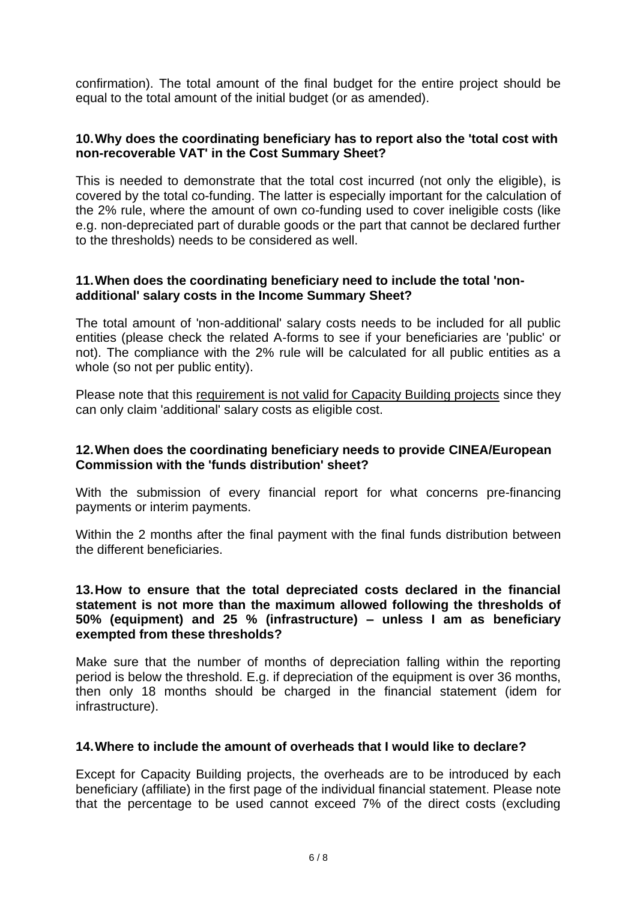confirmation). The total amount of the final budget for the entire project should be equal to the total amount of the initial budget (or as amended).

**10. Why does the coordinating beneficiary has to report also the 'total cost with non-recoverable VAT' in the Cost Summary Sheet?**

This is needed to demonstrate that the total cost incurred (not only the eligible), is covered by the total co-funding. The latter is especially important for the calculation of the 2% rule, where the amount of own co-funding used to cover ineligible costs (like e.g. non-depreciated part of durable goods or the part that cannot be declared further to the thresholds) needs to be considered as well.

**11. When does the coordinating beneficiary need to include the total 'non-additional' salary costs in the Income Summary Sheet?**

The total amount of 'non-additional' salary costs needs to be included for all public entities (please check the related A-forms to see if your beneficiaries are 'public' or not). The compliance with the 2% rule will be calculated for all public entities as a whole (so not per public entity).

Please note that this requirement is not valid for Capacity Building projects since they can only claim 'additional' salary costs as eligible cost.

**12. When does the coordinating beneficiary needs to provide CINEA/European Commission with the 'funds distribution' sheet?**

With the submission of every financial report for what concerns pre-financing payments or interim payments.

Within the 2 months after the final payment with the final funds distribution between the different beneficiaries.

**13. How to ensure that the total depreciated costs declared in the financial statement is not more than the maximum allowed following the thresholds of 50% (equipment) and 25 % (infrastructure) – unless I am as beneficiary exempted from these thresholds?**

Make sure that the number of months of depreciation falling within the reporting period is below the threshold. E.g. if depreciation of the equipment is over 36 months, then only 18 months should be charged in the financial statement (idem for infrastructure).

**14. Where to include the amount of overheads that I would like to declare?**

Except for Capacity Building projects, the overheads are to be introduced by each beneficiary (affiliate) in the first page of the individual financial statement. Please note that the percentage to be used cannot exceed 7% of the direct costs (excluding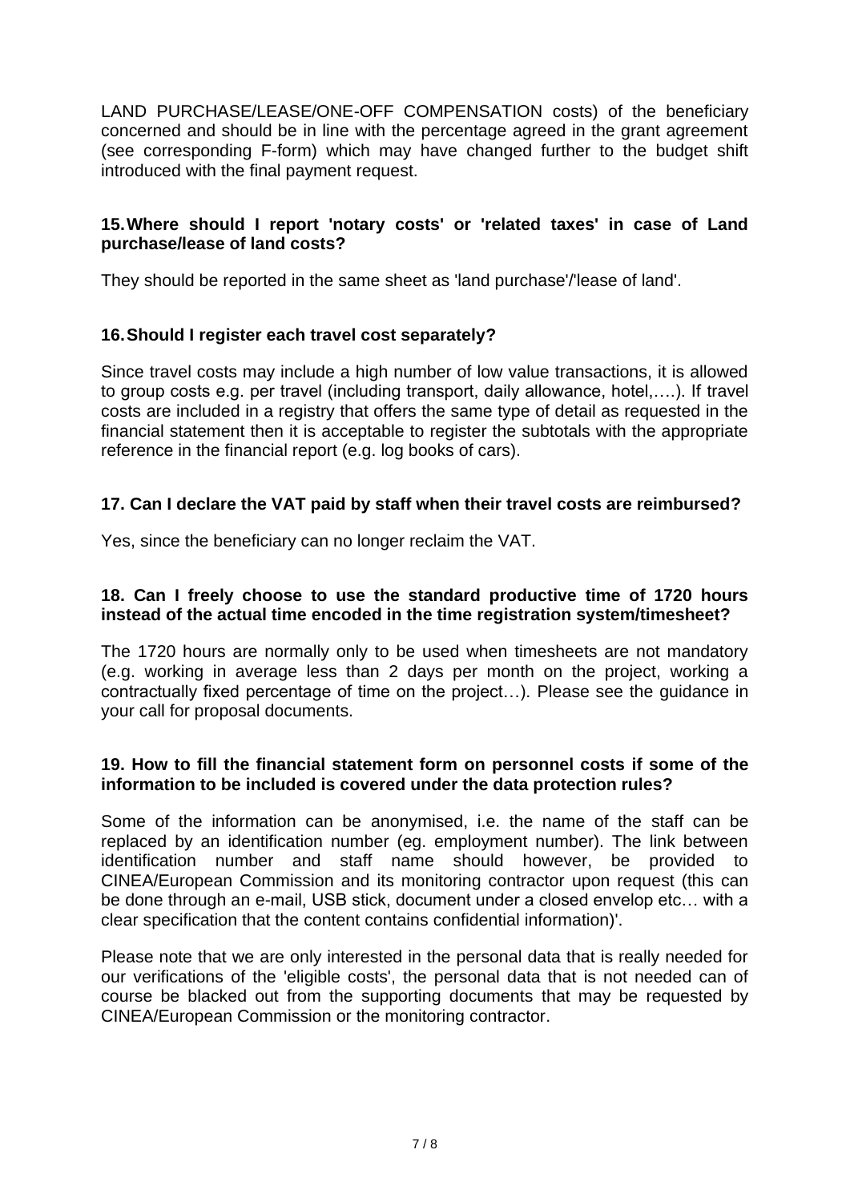LAND PURCHASE/LEASE/ONE-OFF COMPENSATION costs) of the beneficiary concerned and should be in line with the percentage agreed in the grant agreement (see corresponding F-form) which may have changed further to the budget shift introduced with the final payment request.

### 15. Where should I report 'notary costs' or 'related taxes' in case of Land purchase/lease of land costs?

They should be reported in the same sheet as 'land purchase'/'lease of land'.

### 16. Should I register each travel cost separately?

Since travel costs may include a high number of low value transactions, it is allowed to group costs e.g. per travel (including transport, daily allowance, hotel,….). If travel costs are included in a registry that offers the same type of detail as requested in the financial statement then it is acceptable to register the subtotals with the appropriate reference in the financial report (e.g. log books of cars).

### 17. Can I declare the VAT paid by staff when their travel costs are reimbursed?

Yes, since the beneficiary can no longer reclaim the VAT.

### 18. Can I freely choose to use the standard productive time of 1720 hours instead of the actual time encoded in the time registration system/timesheet?

The 1720 hours are normally only to be used when timesheets are not mandatory (e.g. working in average less than 2 days per month on the project, working a contractually fixed percentage of time on the project…). Please see the guidance in your call for proposal documents.

### 19. How to fill the financial statement form on personnel costs if some of the information to be included is covered under the data protection rules?

Some of the information can be anonymised, i.e. the name of the staff can be replaced by an identification number (eg. employment number). The link between identification number and staff name should however, be provided to CINEA/European Commission and its monitoring contractor upon request (this can be done through an e-mail, USB stick, document under a closed envelop etc… with a clear specification that the content contains confidential information)'.

Please note that we are only interested in the personal data that is really needed for our verifications of the 'eligible costs', the personal data that is not needed can of course be blacked out from the supporting documents that may be requested by CINEA/European Commission or the monitoring contractor.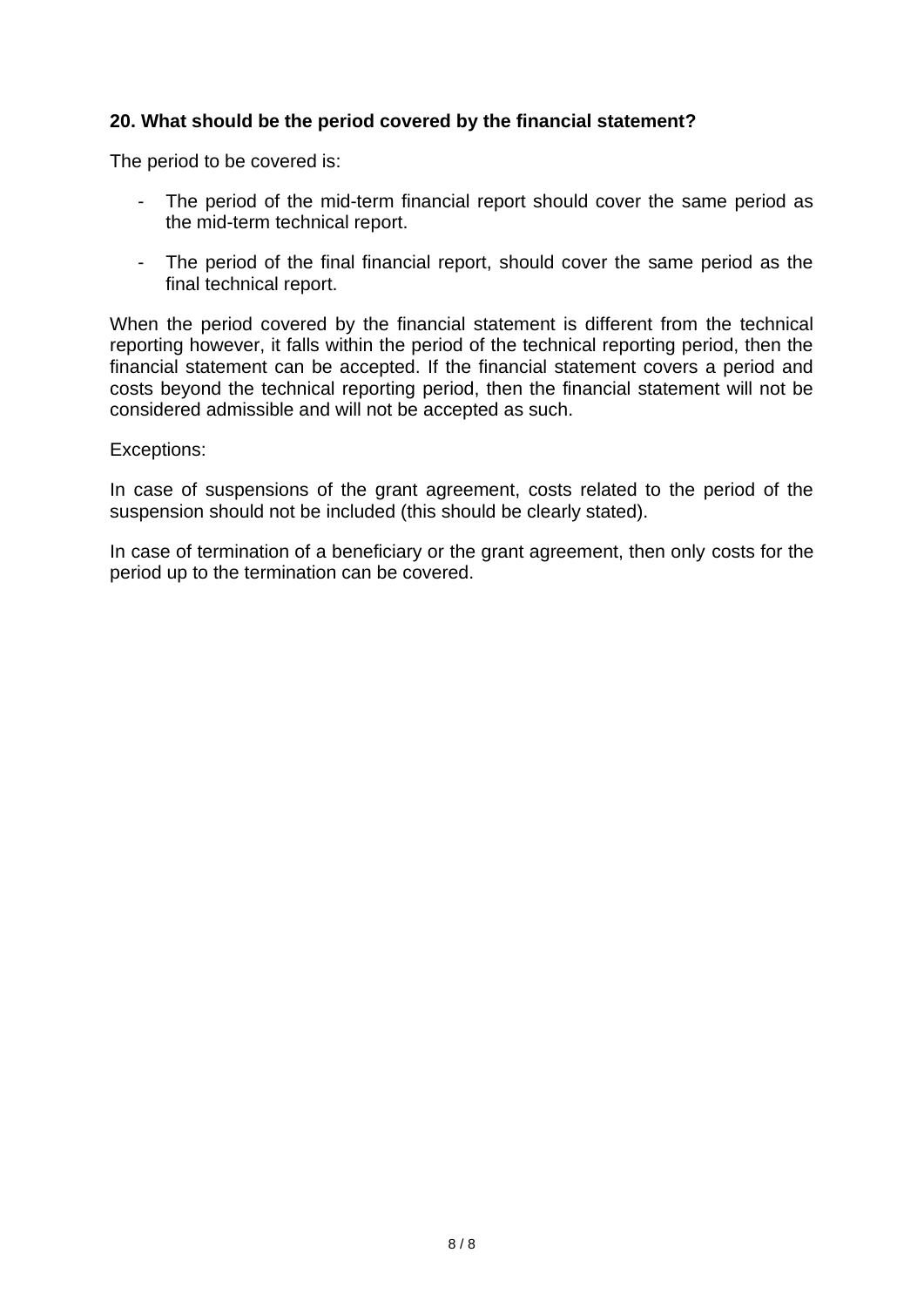**20. What should be the period covered by the financial statement?**

The period to be covered is:

- The period of the mid-term financial report should cover the same period as the mid-term technical report.
- The period of the final financial report, should cover the same period as the final technical report.

When the period covered by the financial statement is different from the technical reporting however, it falls within the period of the technical reporting period, then the financial statement can be accepted. If the financial statement covers a period and costs beyond the technical reporting period, then the financial statement will not be considered admissible and will not be accepted as such.

Exceptions:

In case of suspensions of the grant agreement, costs related to the period of the suspension should not be included (this should be clearly stated).

In case of termination of a beneficiary or the grant agreement, then only costs for the period up to the termination can be covered.